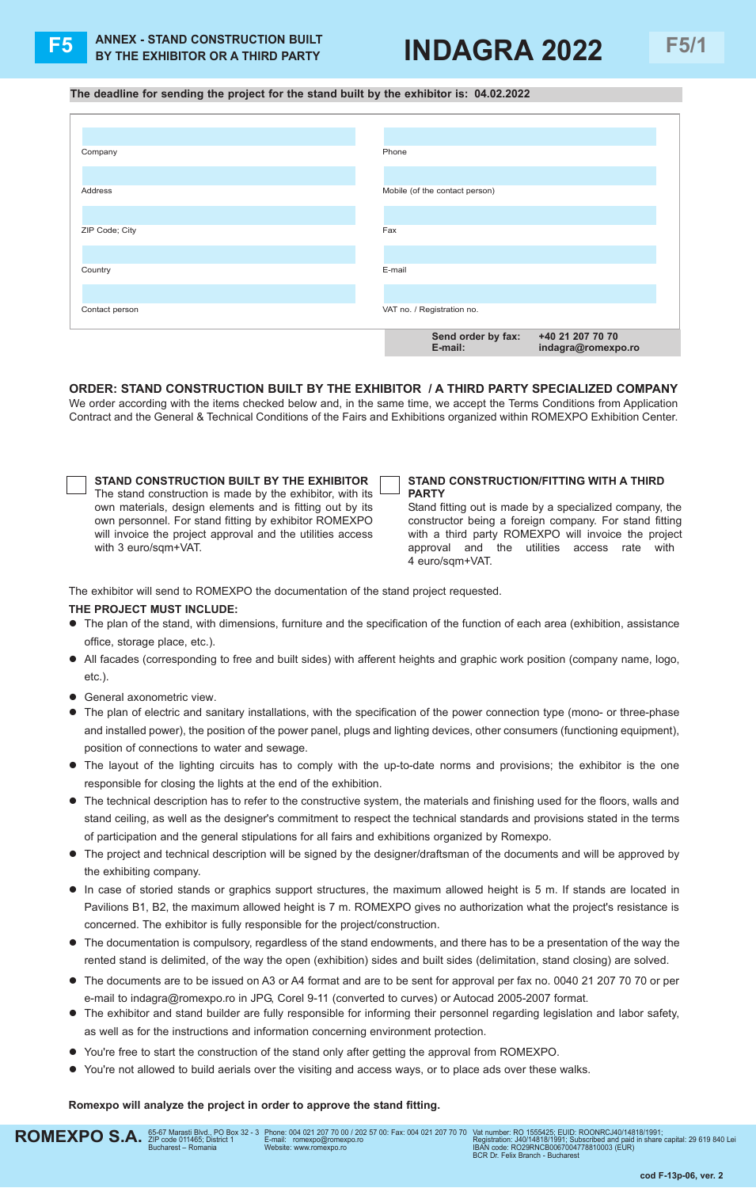# F5 ANNEX - STAND CONSTRUCTION BUILT BY THE EXHIBITOR OR A THIRD PARTY

# INDAGRA 2022

F5/1

**The deadline for sending the project for the stand built by the exhibitor is: 04.02.2022**

| | |
|---|---|
| Company | Phone |
| Address | Mobile (of the contact person) |
| ZIP Code; City | Fax |
| Country | E-mail |
| Contact person | VAT no. / Registration no. |

**Send order by fax:** **+40 21 207 70 70**
**E-mail:** **indagra@romexpo.ro**

## ORDER: STAND CONSTRUCTION BUILT BY THE EXHIBITOR / A THIRD PARTY SPECIALIZED COMPANY

We order according with the items checked below and, in the same time, we accept the Terms Conditions from Application Contract and the General & Technical Conditions of the Fairs and Exhibitions organized within ROMEXPO Exhibition Center.

☐ **STAND CONSTRUCTION BUILT BY THE EXHIBITOR**
The stand construction is made by the exhibitor, with its own materials, design elements and is fitting out by its own personnel. For stand fitting by exhibitor ROMEXPO will invoice the project approval and the utilities access with 3 euro/sqm+VAT.

☐ **STAND CONSTRUCTION/FITTING WITH A THIRD PARTY**
Stand fitting out is made by a specialized company, the constructor being a foreign company. For stand fitting with a third party ROMEXPO will invoice the project approval and the utilities access rate with 4 euro/sqm+VAT.

The exhibitor will send to ROMEXPO the documentation of the stand project requested.

**THE PROJECT MUST INCLUDE:**

- The plan of the stand, with dimensions, furniture and the specification of the function of each area (exhibition, assistance office, storage place, etc.).
- All facades (corresponding to free and built sides) with afferent heights and graphic work position (company name, logo, etc.).
- General axonometric view.
- The plan of electric and sanitary installations, with the specification of the power connection type (mono- or three-phase and installed power), the position of the power panel, plugs and lighting devices, other consumers (functioning equipment), position of connections to water and sewage.
- The layout of the lighting circuits has to comply with the up-to-date norms and provisions; the exhibitor is the one responsible for closing the lights at the end of the exhibition.
- The technical description has to refer to the constructive system, the materials and finishing used for the floors, walls and stand ceiling, as well as the designer's commitment to respect the technical standards and provisions stated in the terms of participation and the general stipulations for all fairs and exhibitions organized by Romexpo.
- The project and technical description will be signed by the designer/draftsman of the documents and will be approved by the exhibiting company.
- In case of storied stands or graphics support structures, the maximum allowed height is 5 m. If stands are located in Pavilions B1, B2, the maximum allowed height is 7 m. ROMEXPO gives no authorization what the project's resistance is concerned. The exhibitor is fully responsible for the project/construction.
- The documentation is compulsory, regardless of the stand endowments, and there has to be a presentation of the way the rented stand is delimited, of the way the open (exhibition) sides and built sides (delimitation, stand closing) are solved.
- The documents are to be issued on A3 or A4 format and are to be sent for approval per fax no. 0040 21 207 70 70 or per e-mail to indagra@romexpo.ro in JPG, Corel 9-11 (converted to curves) or Autocad 2005-2007 format.
- The exhibitor and stand builder are fully responsible for informing their personnel regarding legislation and labor safety, as well as for the instructions and information concerning environment protection.
- You're free to start the construction of the stand only after getting the approval from ROMEXPO.
- You're not allowed to build aerials over the visiting and access ways, or to place ads over these walks.

**Romexpo will analyze the project in order to approve the stand fitting.**

**ROMEXPO S.A.** 65-67 Marasti Blvd., PO Box 32 - 3 ZIP code 011465; District 1 Bucharest – Romania | Phone: 004 021 207 70 00 / 202 57 00: Fax: 004 021 207 70 70 E-mail: romexpo@romexpo.ro Website: www.romexpo.ro | Vat number: RO 1555425; EUID: ROONRCJ40/14818/1991; Registration: J40/14818/1991; Subscribed and paid in share capital: 29 619 840 Lei IBAN code: RO29RNCB0067004778810003 (EUR) BCR Dr. Felix Branch - Bucharest

cod F-13p-06, ver. 2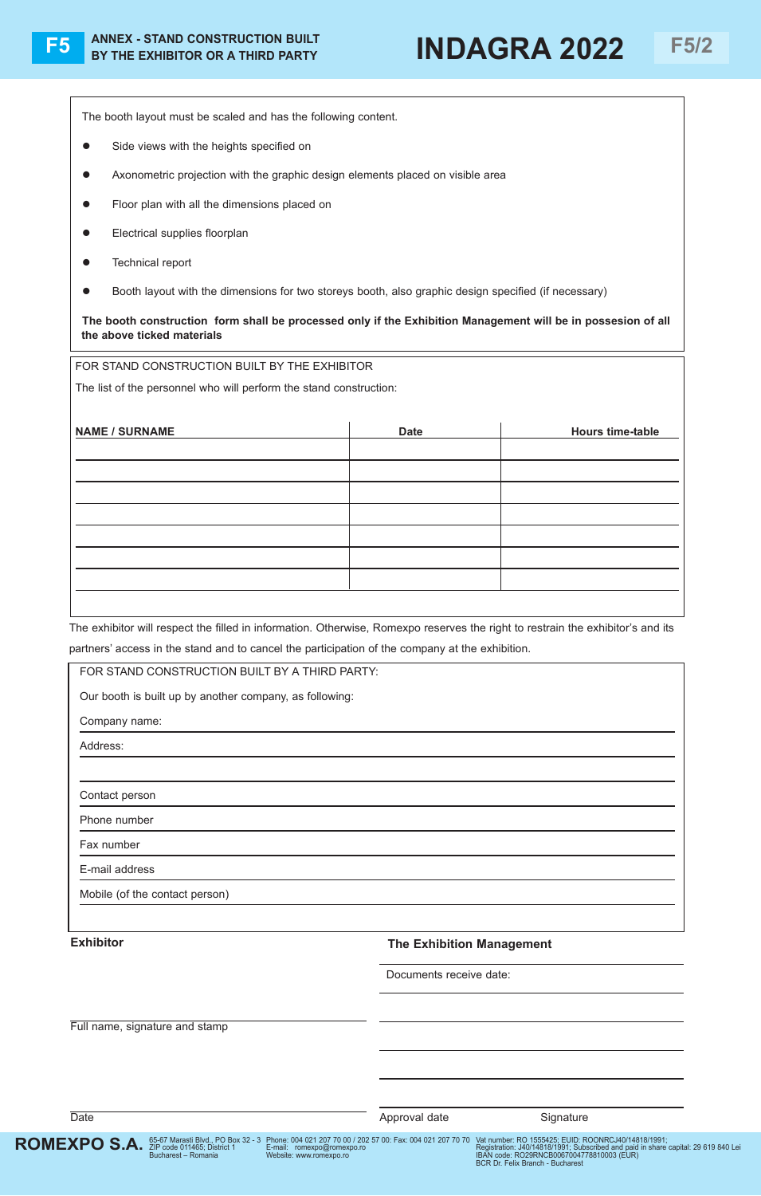**F5** **ANNEX - STAND CONSTRUCTION BUILT BY THE EXHIBITOR OR A THIRD PARTY**

# INDAGRA 2022

**F5/2**

The booth layout must be scaled and has the following content.

- Side views with the heights specified on
- Axonometric projection with the graphic design elements placed on visible area
- Floor plan with all the dimensions placed on
- Electrical supplies floorplan
- Technical report
- Booth layout with the dimensions for two storeys booth, also graphic design specified (if necessary)

**The booth construction form shall be processed only if the Exhibition Management will be in possesion of all the above ticked materials**

FOR STAND CONSTRUCTION BUILT BY THE EXHIBITOR

The list of the personnel who will perform the stand construction:

| NAME / SURNAME | Date | Hours time-table |
|---|---|---|
| | | |
| | | |
| | | |
| | | |
| | | |
| | | |
| | | |

The exhibitor will respect the filled in information. Otherwise, Romexpo reserves the right to restrain the exhibitor's and its partners' access in the stand and to cancel the participation of the company at the exhibition.

FOR STAND CONSTRUCTION BUILT BY A THIRD PARTY:

Our booth is built up by another company, as following:

Company name:

Address:

Contact person

Phone number

Fax number

E-mail address

Mobile (of the contact person)

**Exhibitor**

Full name, signature and stamp

Date

**The Exhibition Management**

Documents receive date:

Approval date

Signature

ROMEXPO S.A. 65-67 Marasti Blvd., PO Box 32 - 3 ZIP code 011465; District 1 Bucharest – Romania Phone: 004 021 207 70 00 / 202 57 00: Fax: 004 021 207 70 70 E-mail: romexpo@romexpo.ro Website: www.romexpo.ro Vat number: RO 1555425; EUID: ROONRCJ40/14818/1991; Registration: J40/14818/1991; Subscribed and paid in share capital: 29 619 840 Lei IBAN code: RO29RNCB0067004778810003 (EUR) BCR Dr. Felix Branch - Bucharest